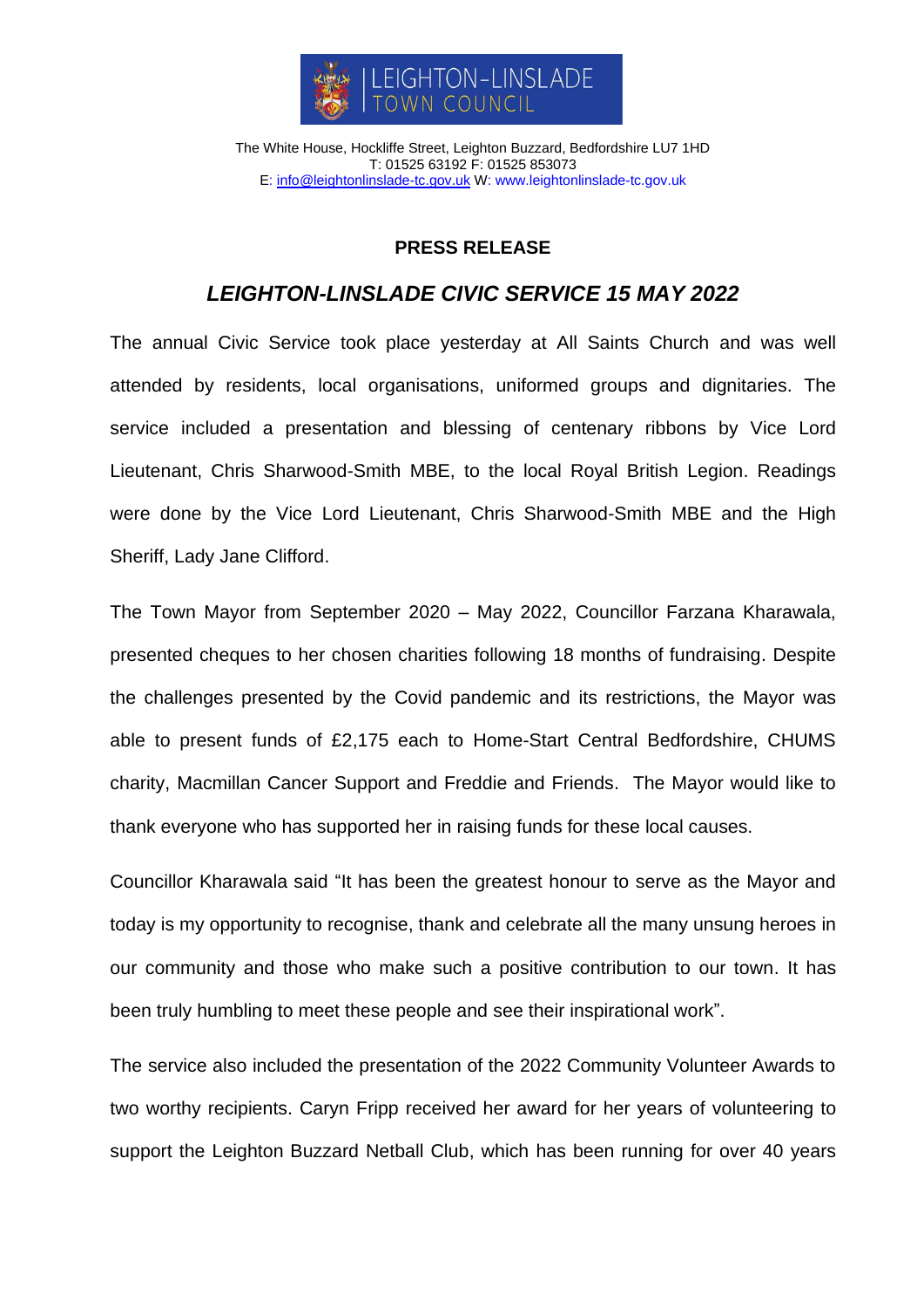The White House, Hockliffe Street, Leighton Buzzard, Bedfordshire LU7 1HD
T: 01525 63192 F: 01525 853073
E: info@leightonlinslade-tc.gov.uk W: www.leightonlinslade-tc.gov.uk

**PRESS RELEASE**

## *LEIGHTON-LINSLADE CIVIC SERVICE 15 MAY 2022*

The annual Civic Service took place yesterday at All Saints Church and was well attended by residents, local organisations, uniformed groups and dignitaries. The service included a presentation and blessing of centenary ribbons by Vice Lord Lieutenant, Chris Sharwood-Smith MBE, to the local Royal British Legion. Readings were done by the Vice Lord Lieutenant, Chris Sharwood-Smith MBE and the High Sheriff, Lady Jane Clifford.

The Town Mayor from September 2020 – May 2022, Councillor Farzana Kharawala, presented cheques to her chosen charities following 18 months of fundraising. Despite the challenges presented by the Covid pandemic and its restrictions, the Mayor was able to present funds of £2,175 each to Home-Start Central Bedfordshire, CHUMS charity, Macmillan Cancer Support and Freddie and Friends. The Mayor would like to thank everyone who has supported her in raising funds for these local causes.

Councillor Kharawala said "It has been the greatest honour to serve as the Mayor and today is my opportunity to recognise, thank and celebrate all the many unsung heroes in our community and those who make such a positive contribution to our town. It has been truly humbling to meet these people and see their inspirational work".

The service also included the presentation of the 2022 Community Volunteer Awards to two worthy recipients. Caryn Fripp received her award for her years of volunteering to support the Leighton Buzzard Netball Club, which has been running for over 40 years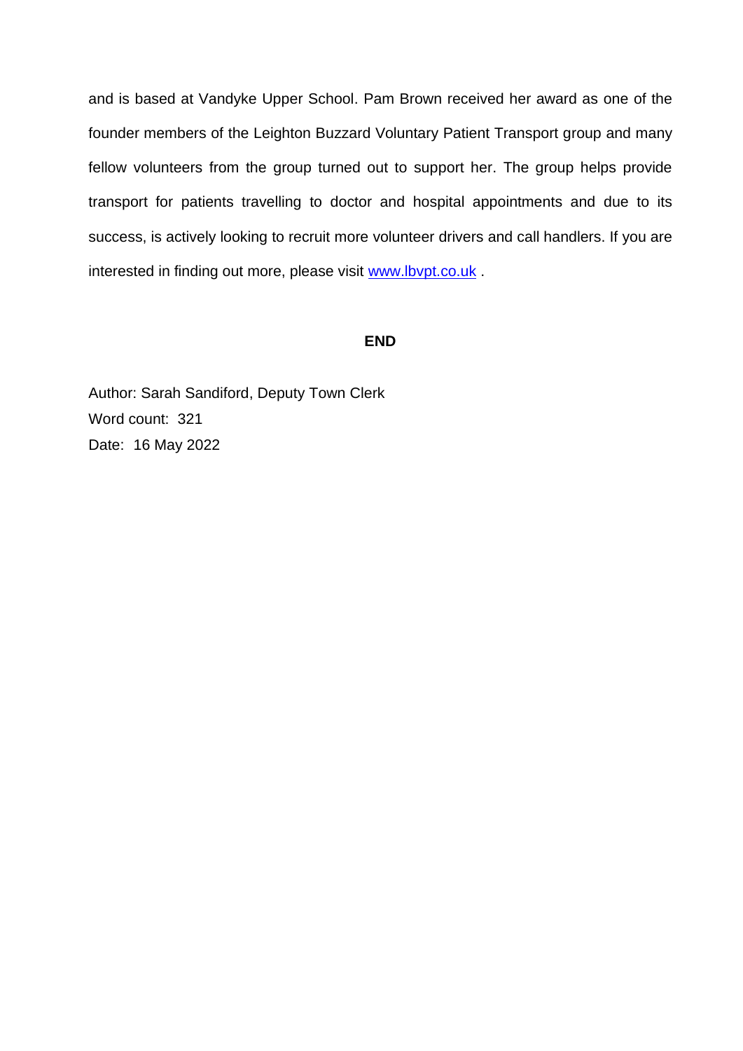and is based at Vandyke Upper School. Pam Brown received her award as one of the founder members of the Leighton Buzzard Voluntary Patient Transport group and many fellow volunteers from the group turned out to support her. The group helps provide transport for patients travelling to doctor and hospital appointments and due to its success, is actively looking to recruit more volunteer drivers and call handlers. If you are interested in finding out more, please visit [www.lbvpt.co.uk](http://www.lbvpt.co.uk) .

**END**

Author: Sarah Sandiford, Deputy Town Clerk
Word count: 321
Date: 16 May 2022